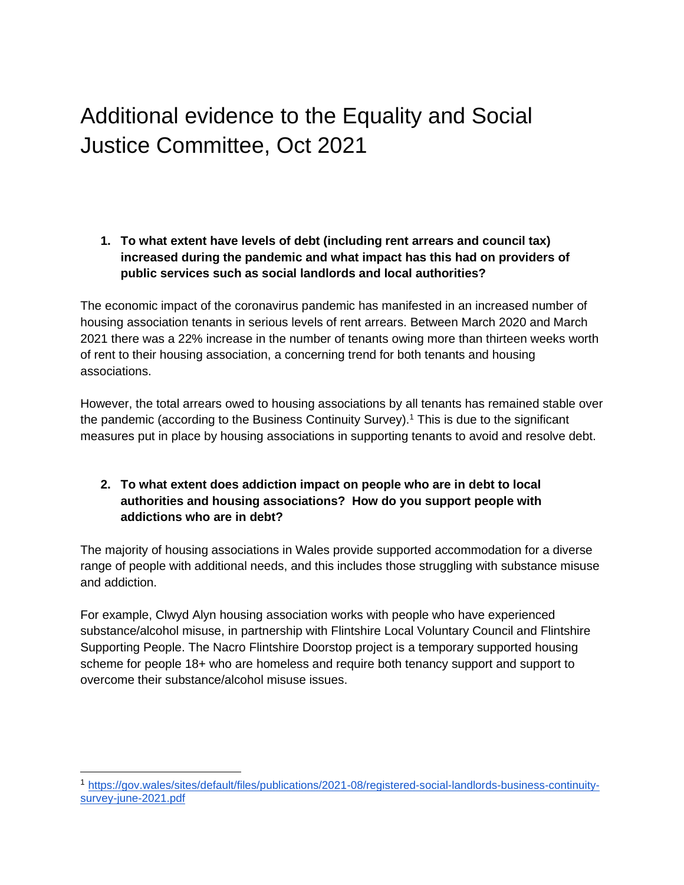# Additional evidence to the Equality and Social Justice Committee, Oct 2021

1. **To what extent have levels of debt (including rent arrears and council tax) increased during the pandemic and what impact has this had on providers of public services such as social landlords and local authorities?**

The economic impact of the coronavirus pandemic has manifested in an increased number of housing association tenants in serious levels of rent arrears. Between March 2020 and March 2021 there was a 22% increase in the number of tenants owing more than thirteen weeks worth of rent to their housing association, a concerning trend for both tenants and housing associations.

However, the total arrears owed to housing associations by all tenants has remained stable over the pandemic (according to the Business Continuity Survey).[1] This is due to the significant measures put in place by housing associations in supporting tenants to avoid and resolve debt.

2. **To what extent does addiction impact on people who are in debt to local authorities and housing associations? How do you support people with addictions who are in debt?**

The majority of housing associations in Wales provide supported accommodation for a diverse range of people with additional needs, and this includes those struggling with substance misuse and addiction.

For example, Clwyd Alyn housing association works with people who have experienced substance/alcohol misuse, in partnership with Flintshire Local Voluntary Council and Flintshire Supporting People. The Nacro Flintshire Doorstop project is a temporary supported housing scheme for people 18+ who are homeless and require both tenancy support and support to overcome their substance/alcohol misuse issues.

[1] https://gov.wales/sites/default/files/publications/2021-08/registered-social-landlords-business-continuity-survey-june-2021.pdf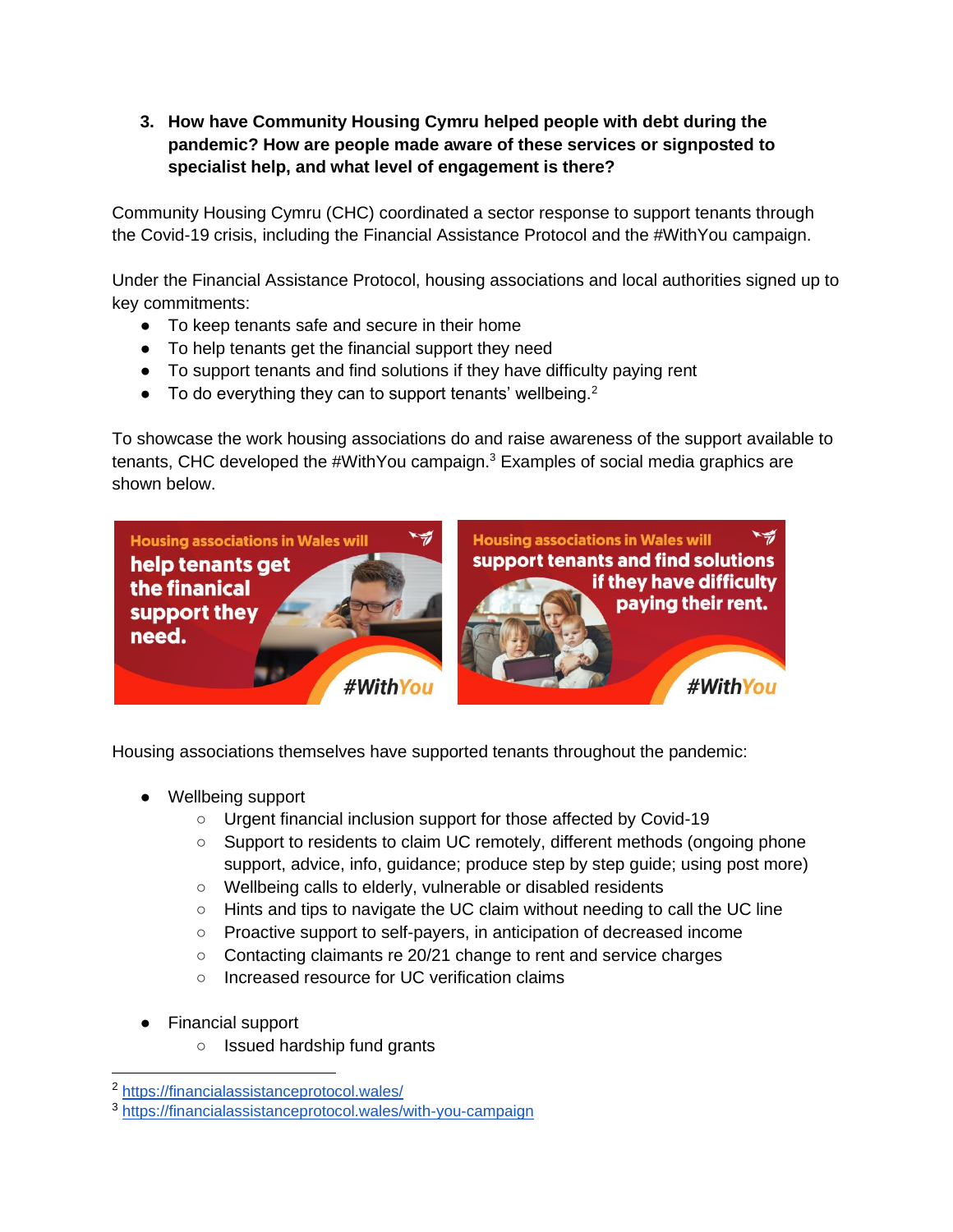3. **How have Community Housing Cymru helped people with debt during the pandemic? How are people made aware of these services or signposted to specialist help, and what level of engagement is there?**

Community Housing Cymru (CHC) coordinated a sector response to support tenants through the Covid-19 crisis, including the Financial Assistance Protocol and the #WithYou campaign.

Under the Financial Assistance Protocol, housing associations and local authorities signed up to key commitments:

- To keep tenants safe and secure in their home
- To help tenants get the financial support they need
- To support tenants and find solutions if they have difficulty paying rent
- To do everything they can to support tenants' wellbeing.[2]

To showcase the work housing associations do and raise awareness of the support available to tenants, CHC developed the #WithYou campaign.[3] Examples of social media graphics are shown below.

Housing associations themselves have supported tenants throughout the pandemic:

- Wellbeing support
    - Urgent financial inclusion support for those affected by Covid-19
    - Support to residents to claim UC remotely, different methods (ongoing phone support, advice, info, guidance; produce step by step guide; using post more)
    - Wellbeing calls to elderly, vulnerable or disabled residents
    - Hints and tips to navigate the UC claim without needing to call the UC line
    - Proactive support to self-payers, in anticipation of decreased income
    - Contacting claimants re 20/21 change to rent and service charges
    - Increased resource for UC verification claims

- Financial support
    - Issued hardship fund grants

---

[2] https://financialassistanceprotocol.wales/

[3] https://financialassistanceprotocol.wales/with-you-campaign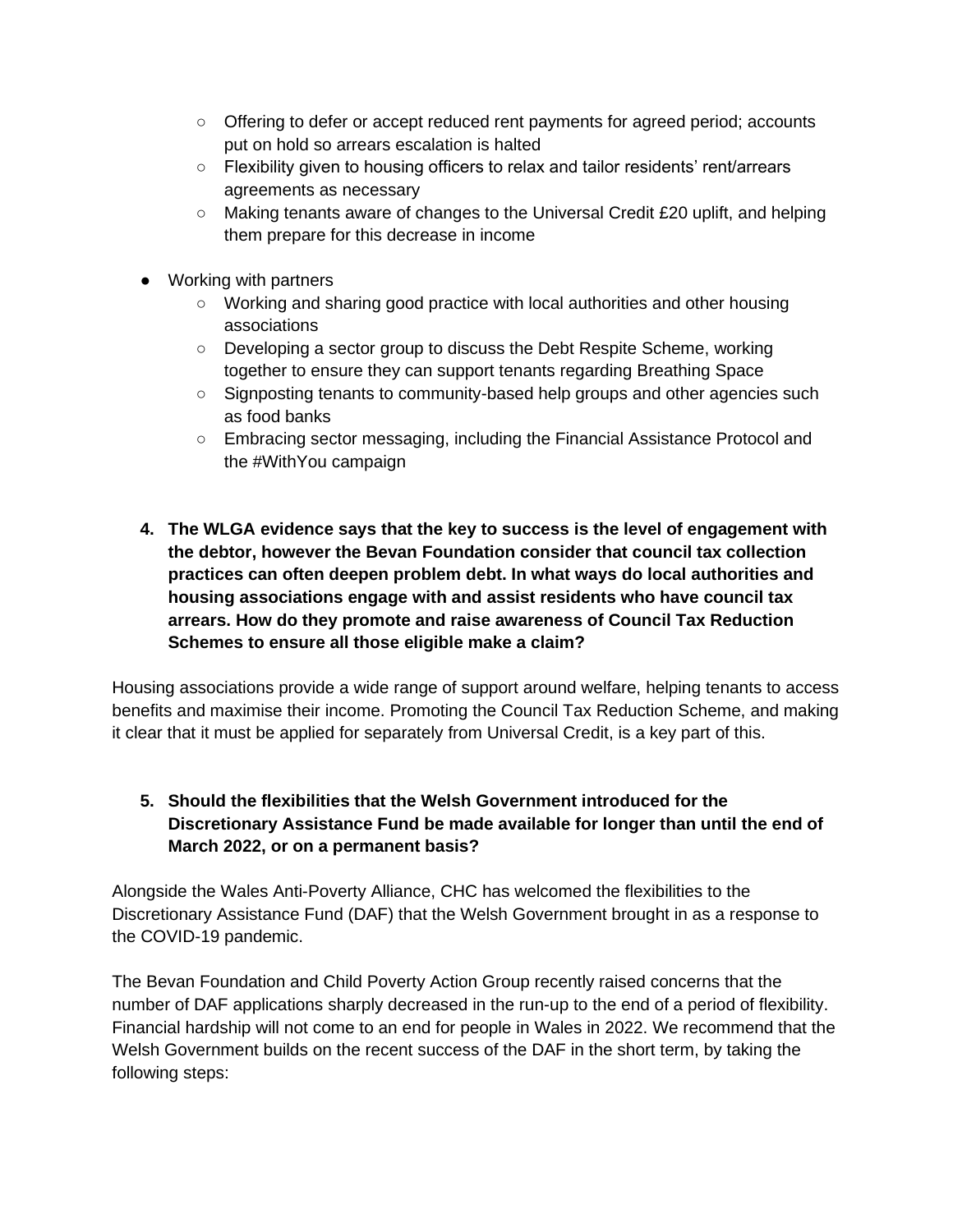- Offering to defer or accept reduced rent payments for agreed period; accounts put on hold so arrears escalation is halted
    - Flexibility given to housing officers to relax and tailor residents' rent/arrears agreements as necessary
    - Making tenants aware of changes to the Universal Credit £20 uplift, and helping them prepare for this decrease in income

- Working with partners
    - Working and sharing good practice with local authorities and other housing associations
    - Developing a sector group to discuss the Debt Respite Scheme, working together to ensure they can support tenants regarding Breathing Space
    - Signposting tenants to community-based help groups and other agencies such as food banks
    - Embracing sector messaging, including the Financial Assistance Protocol and the #WithYou campaign

4. **The WLGA evidence says that the key to success is the level of engagement with the debtor, however the Bevan Foundation consider that council tax collection practices can often deepen problem debt. In what ways do local authorities and housing associations engage with and assist residents who have council tax arrears. How do they promote and raise awareness of Council Tax Reduction Schemes to ensure all those eligible make a claim?**

Housing associations provide a wide range of support around welfare, helping tenants to access benefits and maximise their income. Promoting the Council Tax Reduction Scheme, and making it clear that it must be applied for separately from Universal Credit, is a key part of this.

5. **Should the flexibilities that the Welsh Government introduced for the Discretionary Assistance Fund be made available for longer than until the end of March 2022, or on a permanent basis?**

Alongside the Wales Anti-Poverty Alliance, CHC has welcomed the flexibilities to the Discretionary Assistance Fund (DAF) that the Welsh Government brought in as a response to the COVID-19 pandemic.

The Bevan Foundation and Child Poverty Action Group recently raised concerns that the number of DAF applications sharply decreased in the run-up to the end of a period of flexibility. Financial hardship will not come to an end for people in Wales in 2022. We recommend that the Welsh Government builds on the recent success of the DAF in the short term, by taking the following steps: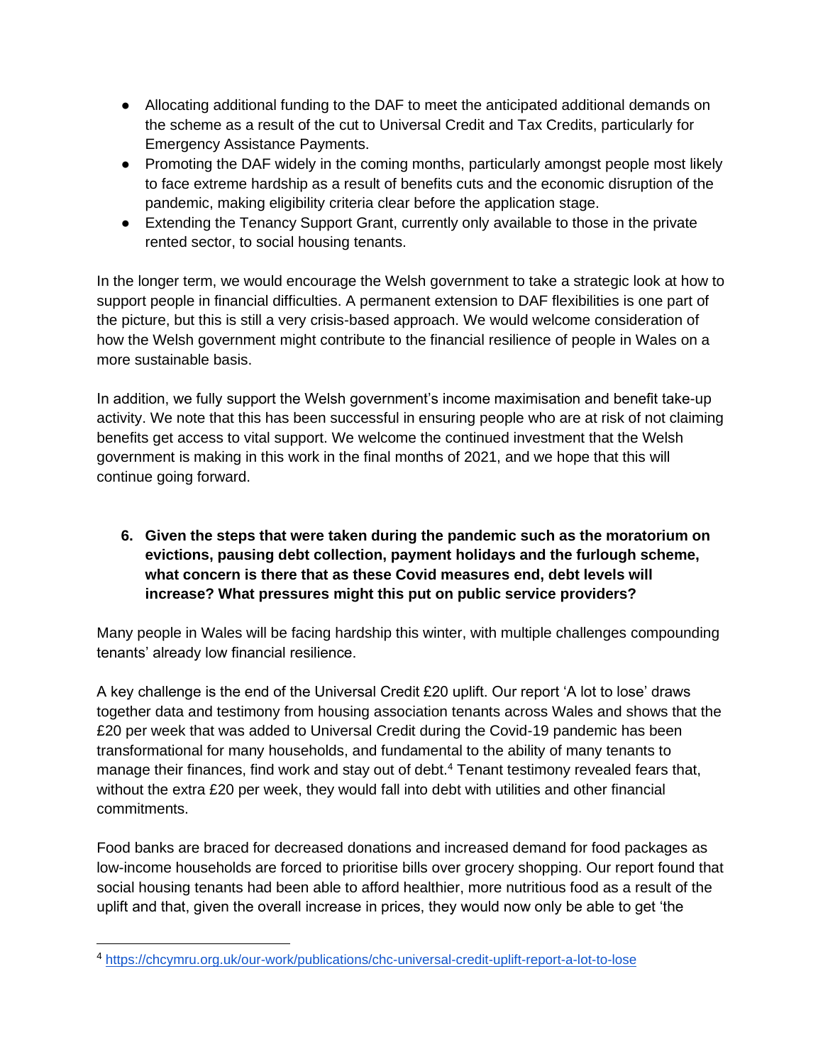- Allocating additional funding to the DAF to meet the anticipated additional demands on the scheme as a result of the cut to Universal Credit and Tax Credits, particularly for Emergency Assistance Payments.
- Promoting the DAF widely in the coming months, particularly amongst people most likely to face extreme hardship as a result of benefits cuts and the economic disruption of the pandemic, making eligibility criteria clear before the application stage.
- Extending the Tenancy Support Grant, currently only available to those in the private rented sector, to social housing tenants.

In the longer term, we would encourage the Welsh government to take a strategic look at how to support people in financial difficulties. A permanent extension to DAF flexibilities is one part of the picture, but this is still a very crisis-based approach. We would welcome consideration of how the Welsh government might contribute to the financial resilience of people in Wales on a more sustainable basis.

In addition, we fully support the Welsh government's income maximisation and benefit take-up activity. We note that this has been successful in ensuring people who are at risk of not claiming benefits get access to vital support. We welcome the continued investment that the Welsh government is making in this work in the final months of 2021, and we hope that this will continue going forward.

6. **Given the steps that were taken during the pandemic such as the moratorium on evictions, pausing debt collection, payment holidays and the furlough scheme, what concern is there that as these Covid measures end, debt levels will increase? What pressures might this put on public service providers?**

Many people in Wales will be facing hardship this winter, with multiple challenges compounding tenants' already low financial resilience.

A key challenge is the end of the Universal Credit £20 uplift. Our report 'A lot to lose' draws together data and testimony from housing association tenants across Wales and shows that the £20 per week that was added to Universal Credit during the Covid-19 pandemic has been transformational for many households, and fundamental to the ability of many tenants to manage their finances, find work and stay out of debt.[4] Tenant testimony revealed fears that, without the extra £20 per week, they would fall into debt with utilities and other financial commitments.

Food banks are braced for decreased donations and increased demand for food packages as low-income households are forced to prioritise bills over grocery shopping. Our report found that social housing tenants had been able to afford healthier, more nutritious food as a result of the uplift and that, given the overall increase in prices, they would now only be able to get 'the

[4] https://chcymru.org.uk/our-work/publications/chc-universal-credit-uplift-report-a-lot-to-lose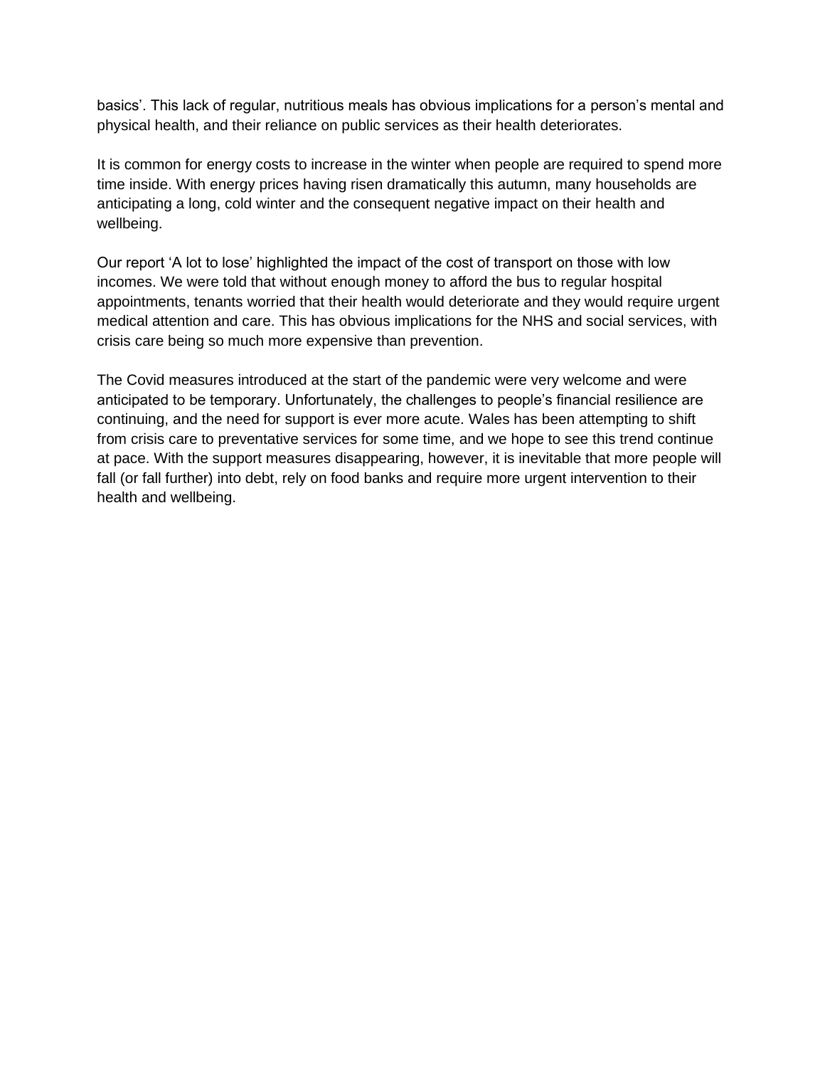basics'. This lack of regular, nutritious meals has obvious implications for a person's mental and physical health, and their reliance on public services as their health deteriorates.

It is common for energy costs to increase in the winter when people are required to spend more time inside. With energy prices having risen dramatically this autumn, many households are anticipating a long, cold winter and the consequent negative impact on their health and wellbeing.

Our report 'A lot to lose' highlighted the impact of the cost of transport on those with low incomes. We were told that without enough money to afford the bus to regular hospital appointments, tenants worried that their health would deteriorate and they would require urgent medical attention and care. This has obvious implications for the NHS and social services, with crisis care being so much more expensive than prevention.

The Covid measures introduced at the start of the pandemic were very welcome and were anticipated to be temporary. Unfortunately, the challenges to people's financial resilience are continuing, and the need for support is ever more acute. Wales has been attempting to shift from crisis care to preventative services for some time, and we hope to see this trend continue at pace. With the support measures disappearing, however, it is inevitable that more people will fall (or fall further) into debt, rely on food banks and require more urgent intervention to their health and wellbeing.